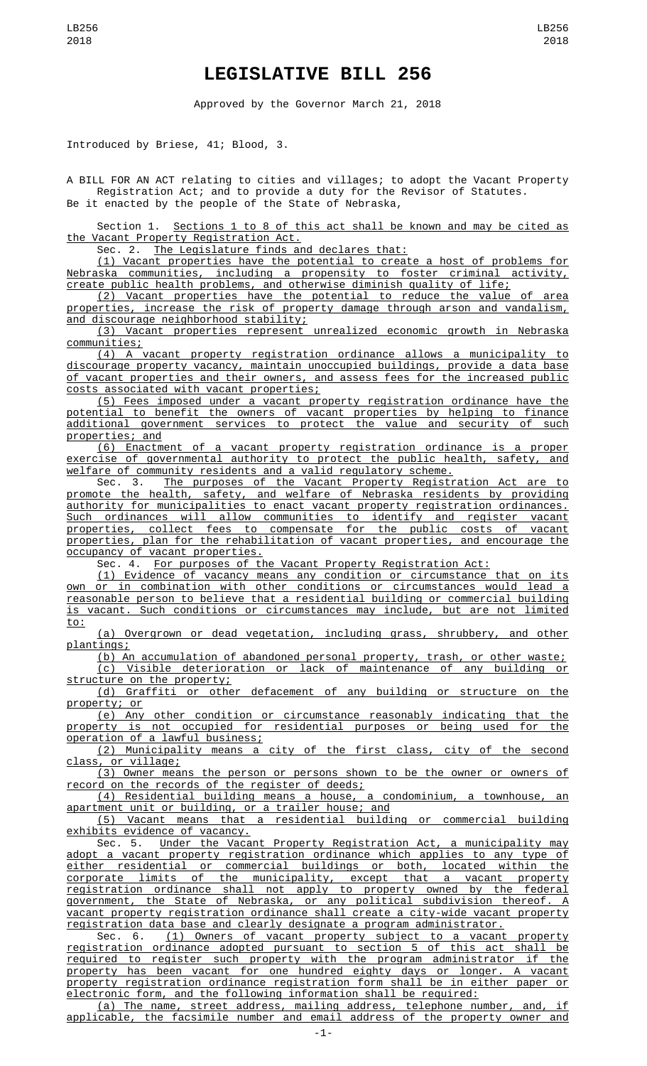# LEGISLATIVE BILL 256

Approved by the Governor March 21, 2018

Introduced by Briese, 41; Blood, 3.

A BILL FOR AN ACT relating to cities and villages; to adopt the Vacant Property Registration Act; and to provide a duty for the Revisor of Statutes.

Be it enacted by the people of the State of Nebraska,

Section 1. Sections 1 to 8 of this act shall be known and may be cited as the Vacant Property Registration Act.

Sec. 2. The Legislature finds and declares that:

(1) Vacant properties have the potential to create a host of problems for Nebraska communities, including a propensity to foster criminal activity, create public health problems, and otherwise diminish quality of life;

(2) Vacant properties have the potential to reduce the value of area properties, increase the risk of property damage through arson and vandalism, and discourage neighborhood stability;

(3) Vacant properties represent unrealized economic growth in Nebraska communities;

(4) A vacant property registration ordinance allows a municipality to discourage property vacancy, maintain unoccupied buildings, provide a data base of vacant properties and their owners, and assess fees for the increased public costs associated with vacant properties;

(5) Fees imposed under a vacant property registration ordinance have the potential to benefit the owners of vacant properties by helping to finance additional government services to protect the value and security of such properties; and

(6) Enactment of a vacant property registration ordinance is a proper exercise of governmental authority to protect the public health, safety, and welfare of community residents and a valid regulatory scheme.

Sec. 3. The purposes of the Vacant Property Registration Act are to promote the health, safety, and welfare of Nebraska residents by providing authority for municipalities to enact vacant property registration ordinances. Such ordinances will allow communities to identify and register vacant properties, collect fees to compensate for the public costs of vacant properties, plan for the rehabilitation of vacant properties, and encourage the occupancy of vacant properties.

Sec. 4. For purposes of the Vacant Property Registration Act:

(1) Evidence of vacancy means any condition or circumstance that on its own or in combination with other conditions or circumstances would lead a reasonable person to believe that a residential building or commercial building is vacant. Such conditions or circumstances may include, but are not limited to:

(a) Overgrown or dead vegetation, including grass, shrubbery, and other plantings;

(b) An accumulation of abandoned personal property, trash, or other waste;

(c) Visible deterioration or lack of maintenance of any building or structure on the property;

(d) Graffiti or other defacement of any building or structure on the property; or

(e) Any other condition or circumstance reasonably indicating that the property is not occupied for residential purposes or being used for the operation of a lawful business;

(2) Municipality means a city of the first class, city of the second class, or village;

(3) Owner means the person or persons shown to be the owner or owners of record on the records of the register of deeds;

(4) Residential building means a house, a condominium, a townhouse, an apartment unit or building, or a trailer house; and

(5) Vacant means that a residential building or commercial building exhibits evidence of vacancy.

Sec. 5. Under the Vacant Property Registration Act, a municipality may adopt a vacant property registration ordinance which applies to any type of either residential or commercial buildings or both, located within the corporate limits of the municipality, except that a vacant property registration ordinance shall not apply to property owned by the federal government, the State of Nebraska, or any political subdivision thereof. A vacant property registration ordinance shall create a city-wide vacant property registration data base and clearly designate a program administrator.

Sec. 6. (1) Owners of vacant property subject to a vacant property registration ordinance adopted pursuant to section 5 of this act shall be required to register such property with the program administrator if the property has been vacant for one hundred eighty days or longer. A vacant property registration ordinance registration form shall be in either paper or electronic form, and the following information shall be required:

(a) The name, street address, mailing address, telephone number, and, if applicable, the facsimile number and email address of the property owner and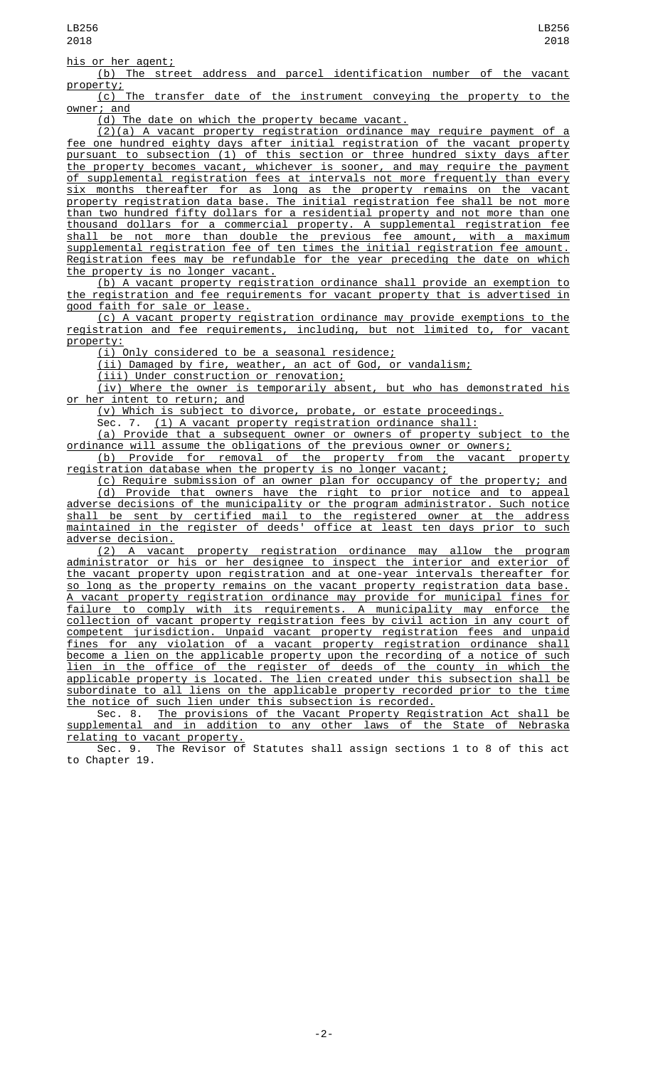his or her agent;

(b) The street address and parcel identification number of the vacant property;

(c) The transfer date of the instrument conveying the property to the owner; and

(d) The date on which the property became vacant.

(2)(a) A vacant property registration ordinance may require payment of a fee one hundred eighty days after initial registration of the vacant property pursuant to subsection (1) of this section or three hundred sixty days after the property becomes vacant, whichever is sooner, and may require the payment of supplemental registration fees at intervals not more frequently than every six months thereafter for as long as the property remains on the vacant property registration data base. The initial registration fee shall be not more than two hundred fifty dollars for a residential property and not more than one thousand dollars for a commercial property. A supplemental registration fee shall be not more than double the previous fee amount, with a maximum supplemental registration fee of ten times the initial registration fee amount. Registration fees may be refundable for the year preceding the date on which the property is no longer vacant.

(b) A vacant property registration ordinance shall provide an exemption to the registration and fee requirements for vacant property that is advertised in good faith for sale or lease.

(c) A vacant property registration ordinance may provide exemptions to the registration and fee requirements, including, but not limited to, for vacant property:

(i) Only considered to be a seasonal residence;

(ii) Damaged by fire, weather, an act of God, or vandalism;

(iii) Under construction or renovation;

(iv) Where the owner is temporarily absent, but who has demonstrated his or her intent to return; and

(v) Which is subject to divorce, probate, or estate proceedings.

Sec. 7. (1) A vacant property registration ordinance shall:

(a) Provide that a subsequent owner or owners of property subject to the ordinance will assume the obligations of the previous owner or owners;

(b) Provide for removal of the property from the vacant property registration database when the property is no longer vacant;

(c) Require submission of an owner plan for occupancy of the property; and

(d) Provide that owners have the right to prior notice and to appeal adverse decisions of the municipality or the program administrator. Such notice shall be sent by certified mail to the registered owner at the address maintained in the register of deeds' office at least ten days prior to such adverse decision.

(2) A vacant property registration ordinance may allow the program administrator or his or her designee to inspect the interior and exterior of the vacant property upon registration and at one-year intervals thereafter for so long as the property remains on the vacant property registration data base. A vacant property registration ordinance may provide for municipal fines for failure to comply with its requirements. A municipality may enforce the collection of vacant property registration fees by civil action in any court of competent jurisdiction. Unpaid vacant property registration fees and unpaid fines for any violation of a vacant property registration ordinance shall become a lien on the applicable property upon the recording of a notice of such lien in the office of the register of deeds of the county in which the applicable property is located. The lien created under this subsection shall be subordinate to all liens on the applicable property recorded prior to the time the notice of such lien under this subsection is recorded.

Sec. 8. The provisions of the Vacant Property Registration Act shall be supplemental and in addition to any other laws of the State of Nebraska relating to vacant property.

Sec. 9. The Revisor of Statutes shall assign sections 1 to 8 of this act to Chapter 19.